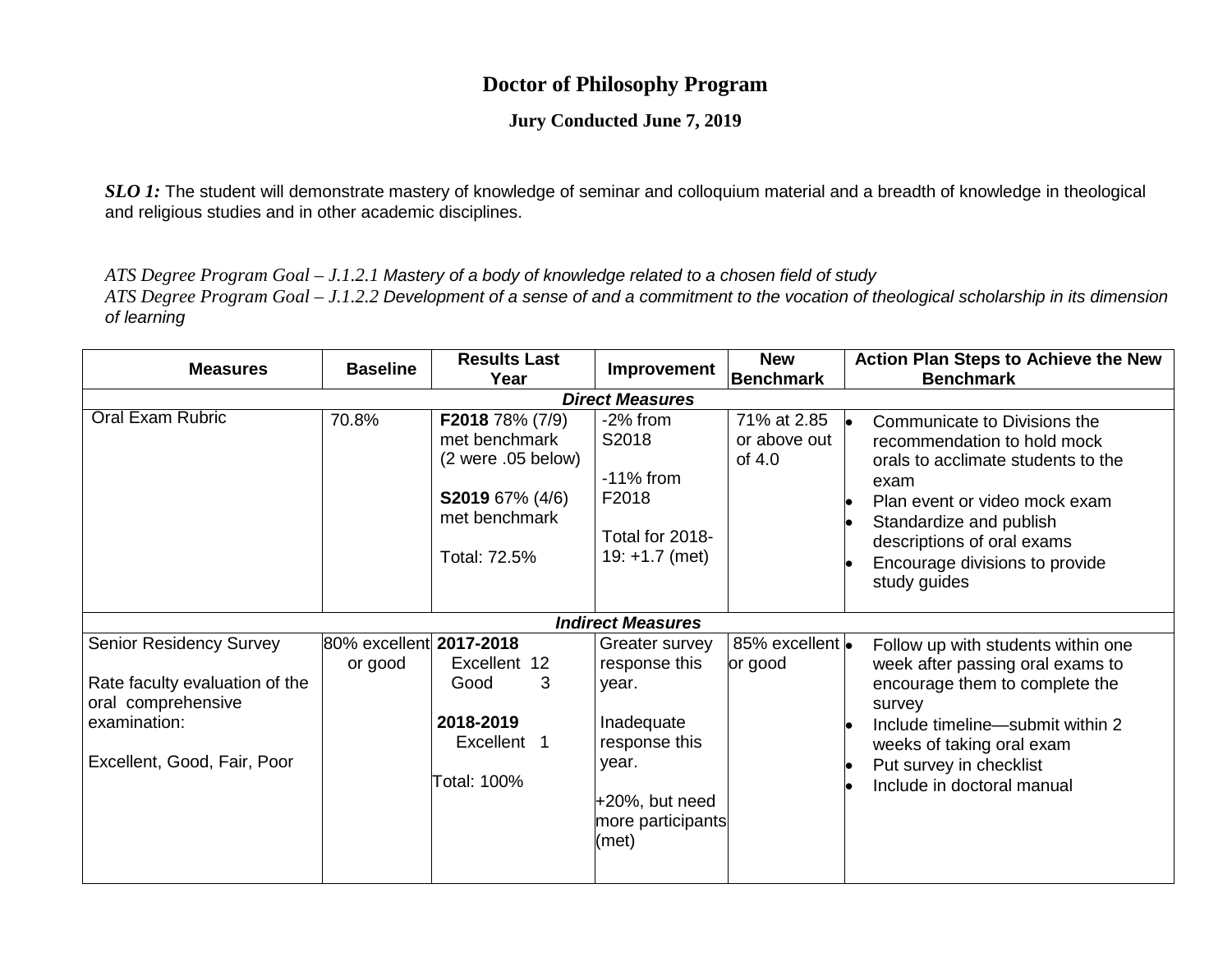# Doctor of Philosophy Program

## Jury Conducted June 7, 2019

***SLO 1:*** The student will demonstrate mastery of knowledge of seminar and colloquium material and a breadth of knowledge in theological and religious studies and in other academic disciplines.

*ATS Degree Program Goal – J.1.2.1 Mastery of a body of knowledge related to a chosen field of study*
*ATS Degree Program Goal – J.1.2.2 Development of a sense of and a commitment to the vocation of theological scholarship in its dimension of learning*

| Measures | Baseline | Results Last Year | Improvement | New Benchmark | Action Plan Steps to Achieve the New Benchmark |
|---|---|---|---|---|---|
| ***Direct Measures*** | | | | | |
| Oral Exam Rubric | 70.8% | **F2018** 78% (7/9) met benchmark (2 were .05 below)<br><br>**S2019** 67% (4/6) met benchmark<br><br>Total: 72.5% | -2% from S2018<br><br>-11% from F2018<br><br>Total for 2018-19: +1.7 (met) | 71% at 2.85 or above out of 4.0 | • Communicate to Divisions the recommendation to hold mock orals to acclimate students to the exam<br>• Plan event or video mock exam<br>• Standardize and publish descriptions of oral exams<br>• Encourage divisions to provide study guides |
| ***Indirect Measures*** | | | | | |
| Senior Residency Survey<br><br>Rate faculty evaluation of the oral comprehensive examination:<br><br>Excellent, Good, Fair, Poor | 80% excellent or good | **2017-2018**<br>Excellent 12<br>Good 3<br><br>**2018-2019**<br>Excellent 1<br><br>Total: 100% | Greater survey response this year.<br><br>Inadequate response this year.<br><br>+20%, but need more participants (met) | 85% excellent or good | • Follow up with students within one week after passing oral exams to encourage them to complete the survey<br>• Include timeline—submit within 2 weeks of taking oral exam<br>• Put survey in checklist<br>• Include in doctoral manual |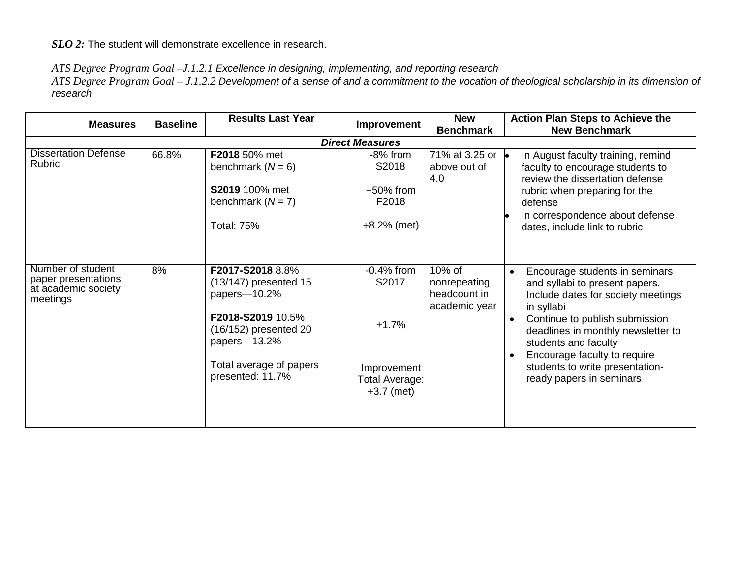***SLO 2:*** The student will demonstrate excellence in research.

*ATS Degree Program Goal –J.1.2.1 Excellence in designing, implementing, and reporting research*
*ATS Degree Program Goal – J.1.2.2 Development of a sense of and a commitment to the vocation of theological scholarship in its dimension of research*

| Measures | Baseline | Results Last Year | Improvement | New Benchmark | Action Plan Steps to Achieve the New Benchmark |
|---|---|---|---|---|---|
| ***Direct Measures*** | | | | | |
| Dissertation Defense Rubric | 66.8% | **F2018** 50% met benchmark (*N* = 6)<br><br>**S2019** 100% met benchmark (*N* = 7)<br><br>Total: 75% | -8% from S2018<br><br>+50% from F2018<br><br>+8.2% (met) | 71% at 3.25 or above out of 4.0 | • In August faculty training, remind faculty to encourage students to review the dissertation defense rubric when preparing for the defense<br>• In correspondence about defense dates, include link to rubric |
| Number of student paper presentations at academic society meetings | 8% | **F2017-S2018** 8.8% (13/147) presented 15 papers—10.2%<br><br>**F2018-S2019** 10.5% (16/152) presented 20 papers—13.2%<br><br>Total average of papers presented: 11.7% | -0.4% from S2017<br><br>+1.7%<br><br>Improvement Total Average: +3.7 (met) | 10% of nonrepeating headcount in academic year | • Encourage students in seminars and syllabi to present papers. Include dates for society meetings in syllabi<br>• Continue to publish submission deadlines in monthly newsletter to students and faculty<br>• Encourage faculty to require students to write presentation-ready papers in seminars |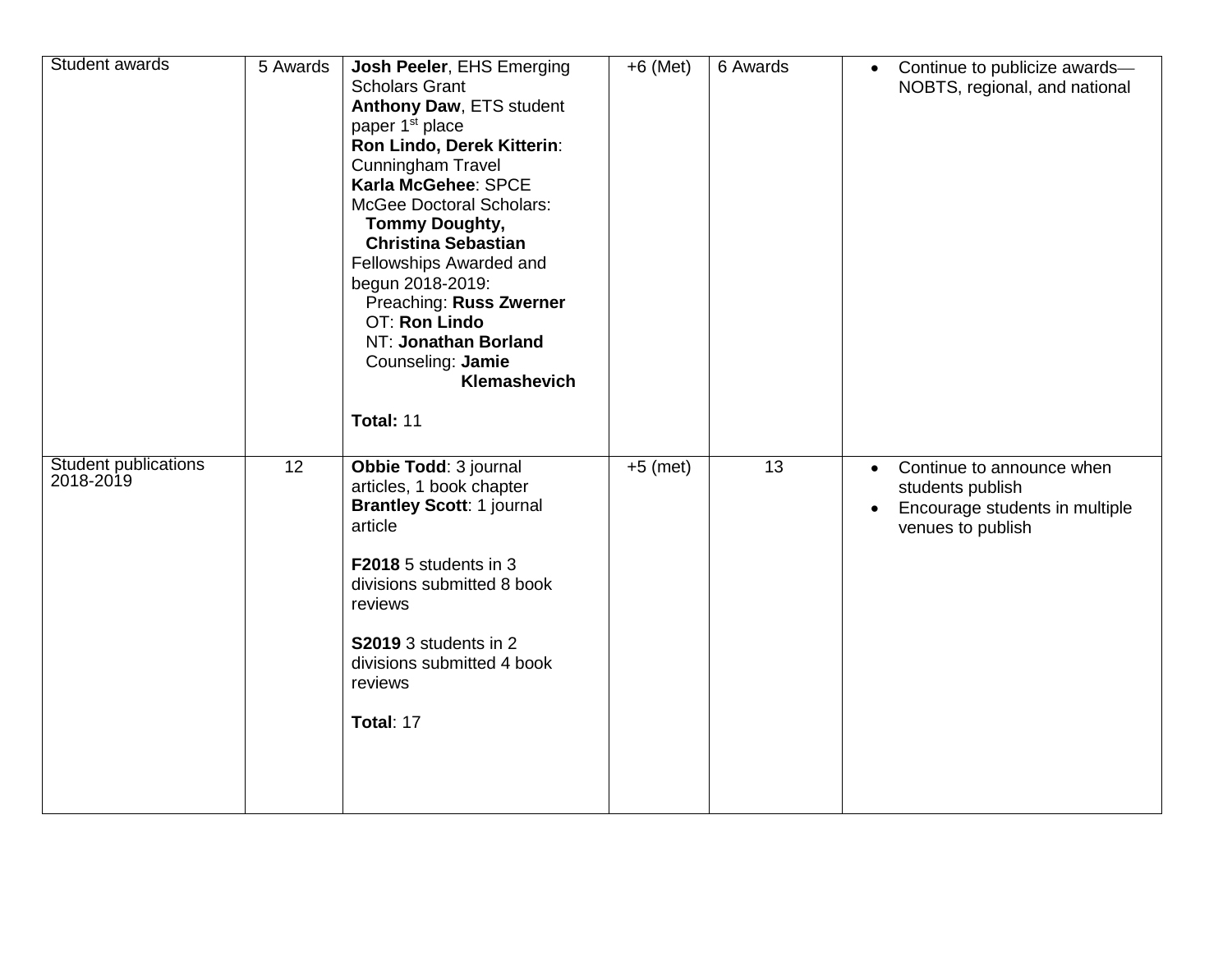| | | | | | |
|---|---|---|---|---|---|
| Student awards | 5 Awards | **Josh Peeler**, EHS Emerging Scholars Grant<br>**Anthony Daw**, ETS student paper 1st place<br>**Ron Lindo, Derek Kitterin**: Cunningham Travel<br>**Karla McGehee**: SPCE<br>McGee Doctoral Scholars:<br>**Tommy Doughty,**<br>**Christina Sebastian**<br>Fellowships Awarded and begun 2018-2019:<br>Preaching: **Russ Zwerner**<br>OT: **Ron Lindo**<br>NT: **Jonathan Borland**<br>Counseling: **Jamie Klemashevich**<br><br>**Total:** 11 | +6 (Met) | 6 Awards | • Continue to publicize awards—NOBTS, regional, and national |
| Student publications 2018-2019 | 12 | **Obbie Todd**: 3 journal articles, 1 book chapter<br>**Brantley Scott**: 1 journal article<br><br>**F2018** 5 students in 3 divisions submitted 8 book reviews<br><br>**S2019** 3 students in 2 divisions submitted 4 book reviews<br><br>**Total**: 17 | +5 (met) | 13 | • Continue to announce when students publish<br>• Encourage students in multiple venues to publish |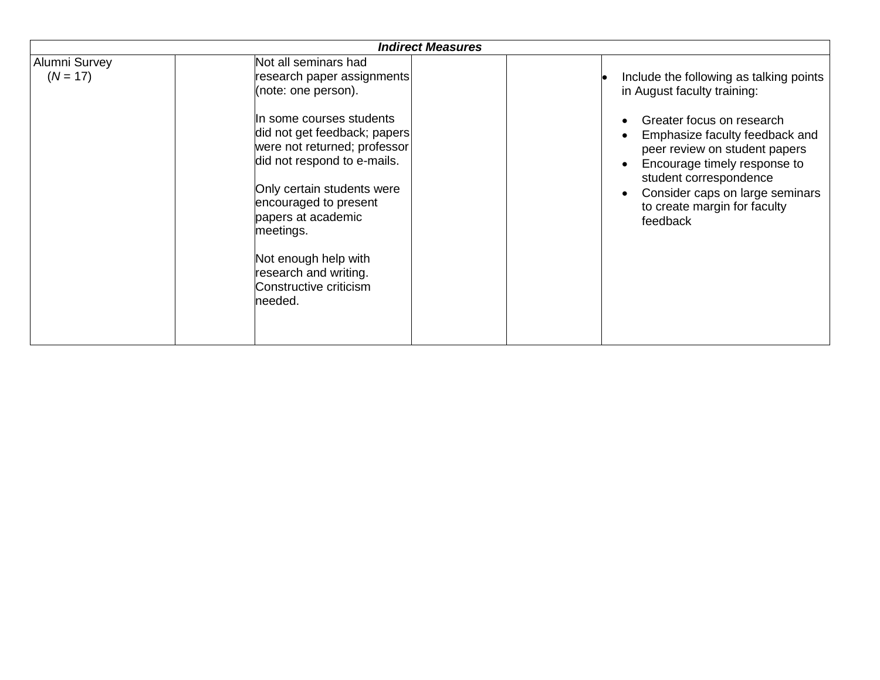| *Indirect Measures* | | | | | |
|---|---|---|---|---|---|
| Alumni Survey (*N* = 17) | | Not all seminars had research paper assignments (note: one person).<br><br>In some courses students did not get feedback; papers were not returned; professor did not respond to e-mails.<br><br>Only certain students were encouraged to present papers at academic meetings.<br><br>Not enough help with research and writing. Constructive criticism needed. | | | • Include the following as talking points in August faculty training:<br><br>• Greater focus on research<br>• Emphasize faculty feedback and peer review on student papers<br>• Encourage timely response to student correspondence<br>• Consider caps on large seminars to create margin for faculty feedback |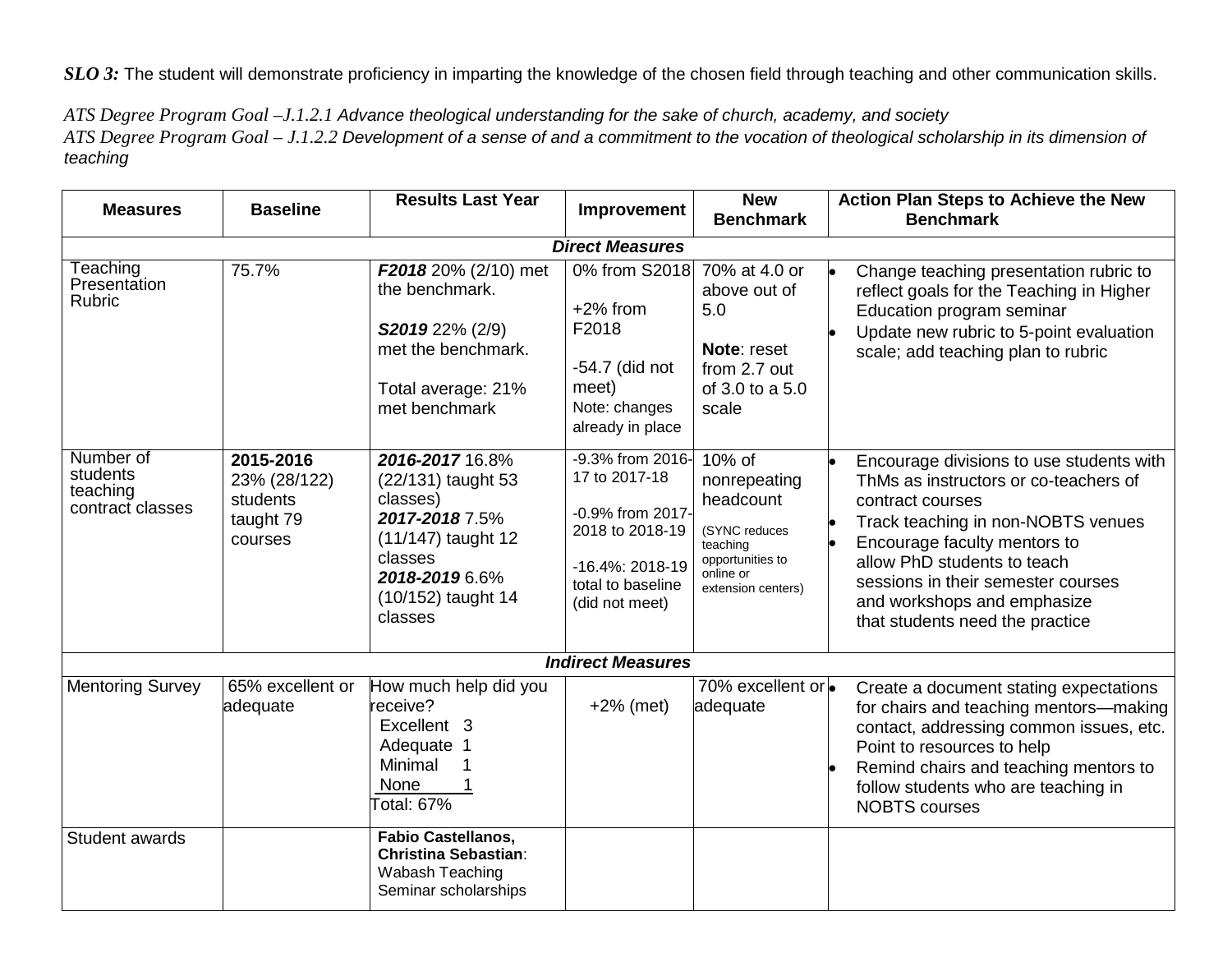***SLO 3:*** The student will demonstrate proficiency in imparting the knowledge of the chosen field through teaching and other communication skills.

*ATS Degree Program Goal –J.1.2.1 Advance theological understanding for the sake of church, academy, and society*
*ATS Degree Program Goal – J.1.2.2 Development of a sense of and a commitment to the vocation of theological scholarship in its dimension of teaching*

| Measures | Baseline | Results Last Year | Improvement | New Benchmark | Action Plan Steps to Achieve the New Benchmark |
|---|---|---|---|---|---|
| ***Direct Measures*** | | | | | |
| Teaching Presentation Rubric | 75.7% | ***F2018*** 20% (2/10) met the benchmark.<br><br>***S2019*** 22% (2/9) met the benchmark.<br><br>Total average: 21% met benchmark | 0% from S2018<br><br>+2% from F2018<br><br>-54.7 (did not meet)<br>Note: changes already in place | 70% at 4.0 or above out of 5.0<br><br>**Note**: reset from 2.7 out of 3.0 to a 5.0 scale | • Change teaching presentation rubric to reflect goals for the Teaching in Higher Education program seminar<br>• Update new rubric to 5-point evaluation scale; add teaching plan to rubric |
| Number of students teaching contract classes | **2015-2016** 23% (28/122) students taught 79 courses | ***2016-2017*** 16.8% (22/131) taught 53 classes)<br>***2017-2018*** 7.5% (11/147) taught 12 classes<br>***2018-2019*** 6.6% (10/152) taught 14 classes | -9.3% from 2016-17 to 2017-18<br><br>-0.9% from 2017-2018 to 2018-19<br><br>-16.4%: 2018-19 total to baseline (did not meet) | 10% of nonrepeating headcount<br><br>(SYNC reduces teaching opportunities to online or extension centers) | • Encourage divisions to use students with ThMs as instructors or co-teachers of contract courses<br>• Track teaching in non-NOBTS venues<br>• Encourage faculty mentors to allow PhD students to teach sessions in their semester courses and workshops and emphasize that students need the practice |
| ***Indirect Measures*** | | | | | |
| Mentoring Survey | 65% excellent or adequate | How much help did you receive?<br>Excellent 3<br>Adequate 1<br>Minimal 1<br>None 1<br>Total: 67% | +2% (met) | 70% excellent or adequate | • Create a document stating expectations for chairs and teaching mentors—making contact, addressing common issues, etc. Point to resources to help<br>• Remind chairs and teaching mentors to follow students who are teaching in NOBTS courses |
| Student awards | | **Fabio Castellanos, Christina Sebastian**: Wabash Teaching Seminar scholarships | | | |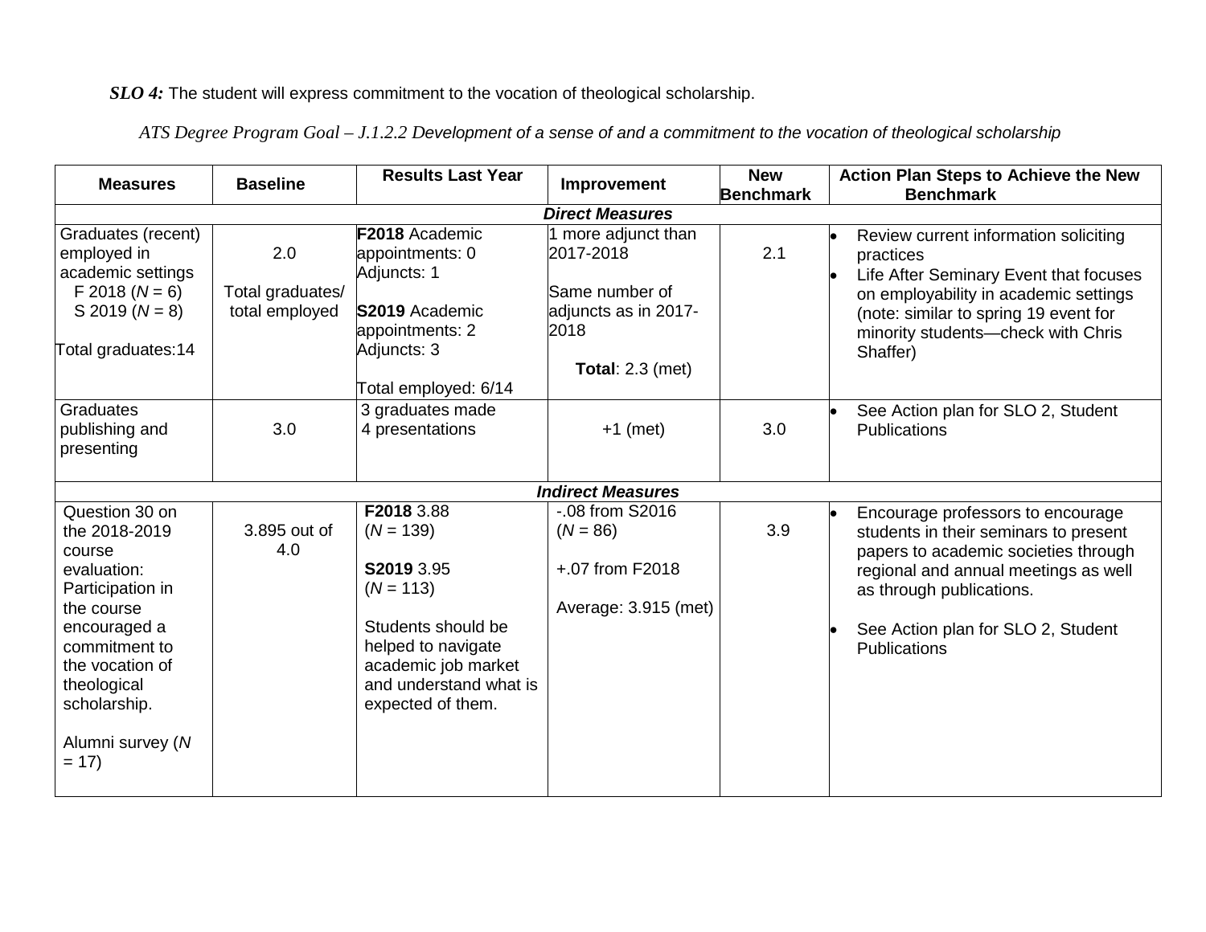***SLO 4:*** The student will express commitment to the vocation of theological scholarship.

*ATS Degree Program Goal – J.1.2.2 Development of a sense of and a commitment to the vocation of theological scholarship*

| Measures | Baseline | Results Last Year | Improvement | New Benchmark | Action Plan Steps to Achieve the New Benchmark |
|---|---|---|---|---|---|
| ***Direct Measures*** | | | | | |
| Graduates (recent) employed in academic settings<br>F 2018 (*N* = 6)<br>S 2019 (*N* = 8)<br><br>Total graduates:14 | 2.0<br><br>Total graduates/ total employed | **F2018** Academic appointments: 0<br>Adjuncts: 1<br><br>**S2019** Academic appointments: 2<br>Adjuncts: 3<br><br>Total employed: 6/14 | 1 more adjunct than 2017-2018<br><br>Same number of adjuncts as in 2017-2018<br><br>**Total**: 2.3 (met) | 2.1 | • Review current information soliciting practices<br>• Life After Seminary Event that focuses on employability in academic settings (note: similar to spring 19 event for minority students—check with Chris Shaffer) |
| Graduates publishing and presenting | 3.0 | 3 graduates made 4 presentations | +1 (met) | 3.0 | • See Action plan for SLO 2, Student Publications |
| ***Indirect Measures*** | | | | | |
| Question 30 on the 2018-2019 course evaluation: Participation in the course encouraged a commitment to the vocation of theological scholarship.<br><br>Alumni survey (*N* = 17) | 3.895 out of 4.0 | **F2018** 3.88 (*N* = 139)<br><br>**S2019** 3.95 (*N* = 113)<br><br>Students should be helped to navigate academic job market and understand what is expected of them. | -.08 from S2016 (*N* = 86)<br><br>+.07 from F2018<br><br>Average: 3.915 (met) | 3.9 | • Encourage professors to encourage students in their seminars to present papers to academic societies through regional and annual meetings as well as through publications.<br><br>• See Action plan for SLO 2, Student Publications |